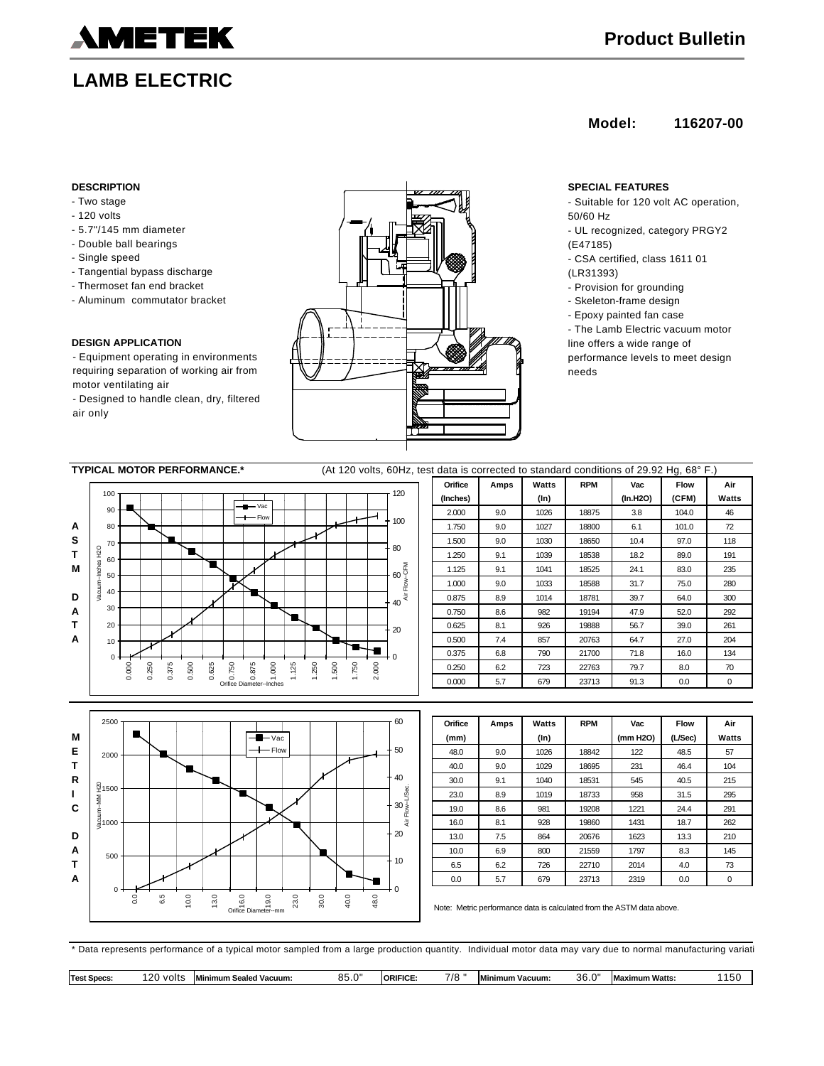# AMETEK

**Product Bulletin**

## LAMB ELECTRIC

**Model: 116207-00**

### DESCRIPTION

- Two stage
- 120 volts
- 5.7"/145 mm diameter
- Double ball bearings
- Single speed
- Tangential bypass discharge
- Thermoset fan end bracket
- Aluminum commutator bracket

### DESIGN APPLICATION

- Equipment operating in environments requiring separation of working air from motor ventilating air
- Designed to handle clean, dry, filtered air only

### SPECIAL FEATURES

- Suitable for 120 volt AC operation, 50/60 Hz
- UL recognized, category PRGY2 (E47185)
- CSA certified, class 1611 01 (LR31393)
- Provision for grounding
- Skeleton-frame design
- Epoxy painted fan case
- The Lamb Electric vacuum motor line offers a wide range of performance levels to meet design needs

### TYPICAL MOTOR PERFORMANCE.*

(At 120 volts, 60Hz, test data is corrected to standard conditions of 29.92 Hg, 68° F.)

**ASTM DATA**

| Orifice (Inches) | Amps | Watts (In) | RPM | Vac (In.H2O) | Flow (CFM) | Air Watts |
|---|---|---|---|---|---|---|
| 2.000 | 9.0 | 1026 | 18875 | 3.8 | 104.0 | 46 |
| 1.750 | 9.0 | 1027 | 18800 | 6.1 | 101.0 | 72 |
| 1.500 | 9.0 | 1030 | 18650 | 10.4 | 97.0 | 118 |
| 1.250 | 9.1 | 1039 | 18538 | 18.2 | 89.0 | 191 |
| 1.125 | 9.1 | 1041 | 18525 | 24.1 | 83.0 | 235 |
| 1.000 | 9.0 | 1033 | 18588 | 31.7 | 75.0 | 280 |
| 0.875 | 8.9 | 1014 | 18781 | 39.7 | 64.0 | 300 |
| 0.750 | 8.6 | 982 | 19194 | 47.9 | 52.0 | 292 |
| 0.625 | 8.1 | 926 | 19888 | 56.7 | 39.0 | 261 |
| 0.500 | 7.4 | 857 | 20763 | 64.7 | 27.0 | 204 |
| 0.375 | 6.8 | 790 | 21700 | 71.8 | 16.0 | 134 |
| 0.250 | 6.2 | 723 | 22763 | 79.7 | 8.0 | 70 |
| 0.000 | 5.7 | 679 | 23713 | 91.3 | 0.0 | 0 |

**METRIC DATA**

| Orifice (mm) | Amps | Watts (In) | RPM | Vac (mm H2O) | Flow (L/Sec) | Air Watts |
|---|---|---|---|---|---|---|
| 48.0 | 9.0 | 1026 | 18842 | 122 | 48.5 | 57 |
| 40.0 | 9.0 | 1029 | 18695 | 231 | 46.4 | 104 |
| 30.0 | 9.1 | 1040 | 18531 | 545 | 40.5 | 215 |
| 23.0 | 8.9 | 1019 | 18733 | 958 | 31.5 | 295 |
| 19.0 | 8.6 | 981 | 19208 | 1221 | 24.4 | 291 |
| 16.0 | 8.1 | 928 | 19860 | 1431 | 18.7 | 262 |
| 13.0 | 7.5 | 864 | 20676 | 1623 | 13.3 | 210 |
| 10.0 | 6.9 | 800 | 21559 | 1797 | 8.3 | 145 |
| 6.5 | 6.2 | 726 | 22710 | 2014 | 4.0 | 73 |
| 0.0 | 5.7 | 679 | 23713 | 2319 | 0.0 | 0 |

Note: Metric performance data is calculated from the ASTM data above.

\* Data represents performance of a typical motor sampled from a large production quantity. Individual motor data may vary due to normal manufacturing variati

| Test Specs: | 120 volts | Minimum Sealed Vacuum: | 85.0" | ORIFICE: | 7/8 " | Minimum Vacuum: | 36.0" | Maximum Watts: | 1150 |
|---|---|---|---|---|---|---|---|---|---|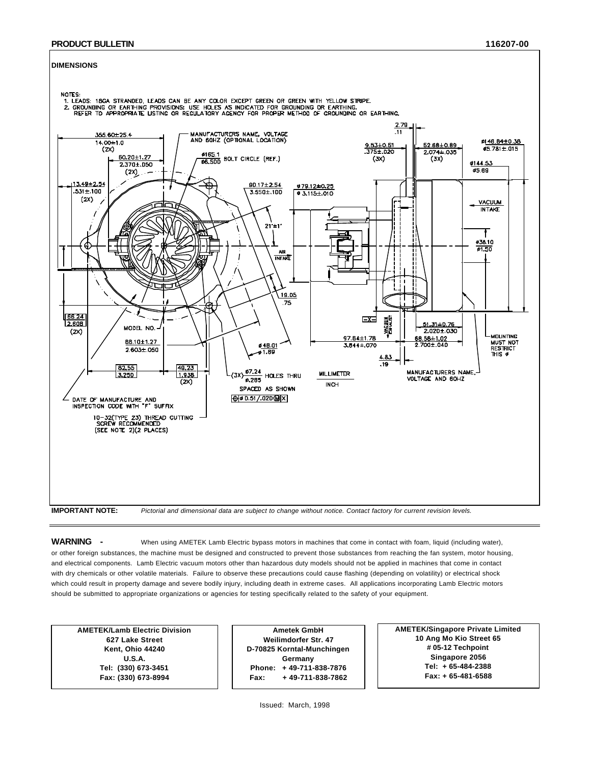**DIMENSIONS**

NOTES:
1. LEADS: 18GA STRANDED, LEADS CAN BE ANY COLOR EXCEPT GREEN OR GREEN WITH YELLOW STRIPE.
2. GROUNDING OR EARTHING PROVISIONS: USE HOLES AS INDICATED FOR GROUNDING OR EARTHING. REFER TO APPROPRIATE LISTING OR REGULATORY AGENCY FOR PROPER METHOD OF GROUNDING OR EARTHING.

355.60±25.4
14.00±1.0
(2X)

MANUFACTURERS NAME, VOLTAGE AND 60HZ (OPTIONAL LOCATION)

60.20±1.27
2.370±.050
(2X)

ø165.1
ø6.500 BOLT CIRCLE (REF.)

13.49±2.54
.531±.100
(2X)

90.17±2.54
3.550±.100

ø79.12±0.25
ø 3.115±.010

21°±1°

AIR INTAKE

19.05
.75

66.24
2.608
(2X)

MODEL NO.

66.10±1.27
2.603±.050

ø48.01
ø1.89

82.55
3.250

49.23
1.938
(2X)

(3X) ø7.24 / ø.285 HOLES THRU
SPACED AS SHOWN
ø 0.51/.020 Ⓜ X

DATE OF MANUFACTURE AND INSPECTION CODE WITH "F" SUFFIX

10-32(TYPE 23) THREAD CUTTING SCREW RECOMMENDED (SEE NOTE 2)(2 PLACES)

2.79
.11

9.53±0.51
.375±.020
(3X)

52.68±0.89
2.074±.035
(3X)

ø146.84±0.38
ø5.781±.015

ø144.53
ø5.69

VACUUM INTAKE

ø38.10
ø1.50

-X-

VACUUM EXHAUST

51.31±0.76
2.020±.030

97.64±1.78
3.844±.070

68.58±1.02
2.700±.040

MOUNTING MUST NOT RESTRICT THIS ø

4.83
.19

MILLIMETER
INCH

MANUFACTURERS NAME, VOLTAGE AND 60HZ

**IMPORTANT NOTE:** *Pictorial and dimensional data are subject to change without notice. Contact factory for current revision levels.*

**WARNING -** When using AMETEK Lamb Electric bypass motors in machines that come in contact with foam, liquid (including water), or other foreign substances, the machine must be designed and constructed to prevent those substances from reaching the fan system, motor housing, and electrical components. Lamb Electric vacuum motors other than hazardous duty models should not be applied in machines that come in contact with dry chemicals or other volatile materials. Failure to observe these precautions could cause flashing (depending on volatility) or electrical shock which could result in property damage and severe bodily injury, including death in extreme cases. All applications incorporating Lamb Electric motors should be submitted to appropriate organizations or agencies for testing specifically related to the safety of your equipment.

**AMETEK/Lamb Electric Division**
**627 Lake Street**
**Kent, Ohio 44240**
**U.S.A.**
**Tel: (330) 673-3451**
**Fax: (330) 673-8994**

**Ametek GmbH**
**Weilimdorfer Str. 47**
**D-70825 Korntal-Munchingen**
**Germany**
**Phone: + 49-711-838-7876**
**Fax: + 49-711-838-7862**

**AMETEK/Singapore Private Limited**
**10 Ang Mo Kio Street 65**
**# 05-12 Techpoint**
**Singapore 2056**
**Tel: + 65-484-2388**
**Fax: + 65-481-6588**

Issued: March, 1998